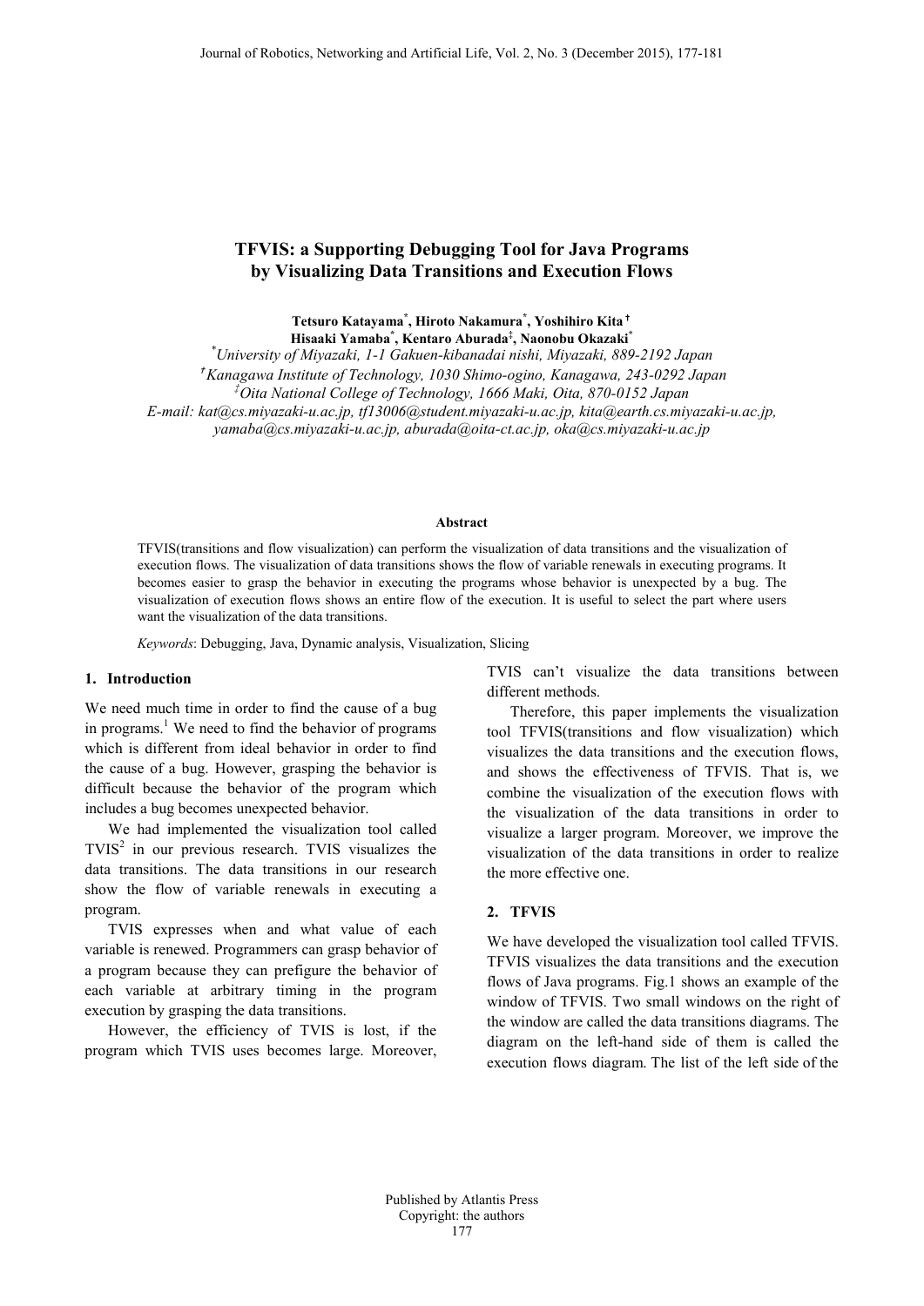# TFVIS: a Supporting Debugging Tool for Java Programs by Visualizing Data Transitions and Execution Flows

**Tetsuro Katayama[\*], Hiroto Nakamura[\*], Yoshihiro Kita[†]**
**Hisaaki Yamaba[\*], Kentaro Aburada[‡], Naonobu Okazaki[\*]**

[\*]*University of Miyazaki, 1-1 Gakuen-kibanadai nishi, Miyazaki, 889-2192 Japan*
[†]*Kanagawa Institute of Technology, 1030 Shimo-ogino, Kanagawa, 243-0292 Japan*
[‡]*Oita National College of Technology, 1666 Maki, Oita, 870-0152 Japan*
*E-mail: kat@cs.miyazaki-u.ac.jp, tf13006@student.miyazaki-u.ac.jp, kita@earth.cs.miyazaki-u.ac.jp, yamaba@cs.miyazaki-u.ac.jp, aburada@oita-ct.ac.jp, oka@cs.miyazaki-u.ac.jp*

**Abstract**

TFVIS(transitions and flow visualization) can perform the visualization of data transitions and the visualization of execution flows. The visualization of data transitions shows the flow of variable renewals in executing programs. It becomes easier to grasp the behavior in executing the programs whose behavior is unexpected by a bug. The visualization of execution flows shows an entire flow of the execution. It is useful to select the part where users want the visualization of the data transitions.

*Keywords*: Debugging, Java, Dynamic analysis, Visualization, Slicing

## 1. Introduction

We need much time in order to find the cause of a bug in programs.[1] We need to find the behavior of programs which is different from ideal behavior in order to find the cause of a bug. However, grasping the behavior is difficult because the behavior of the program which includes a bug becomes unexpected behavior.

We had implemented the visualization tool called TVIS[2] in our previous research. TVIS visualizes the data transitions. The data transitions in our research show the flow of variable renewals in executing a program.

TVIS expresses when and what value of each variable is renewed. Programmers can grasp behavior of a program because they can prefigure the behavior of each variable at arbitrary timing in the program execution by grasping the data transitions.

However, the efficiency of TVIS is lost, if the program which TVIS uses becomes large. Moreover, TVIS can't visualize the data transitions between different methods.

Therefore, this paper implements the visualization tool TFVIS(transitions and flow visualization) which visualizes the data transitions and the execution flows, and shows the effectiveness of TFVIS. That is, we combine the visualization of the execution flows with the visualization of the data transitions in order to visualize a larger program. Moreover, we improve the visualization of the data transitions in order to realize the more effective one.

## 2. TFVIS

We have developed the visualization tool called TFVIS. TFVIS visualizes the data transitions and the execution flows of Java programs. Fig.1 shows an example of the window of TFVIS. Two small windows on the right of the window are called the data transitions diagrams. The diagram on the left-hand side of them is called the execution flows diagram. The list of the left side of the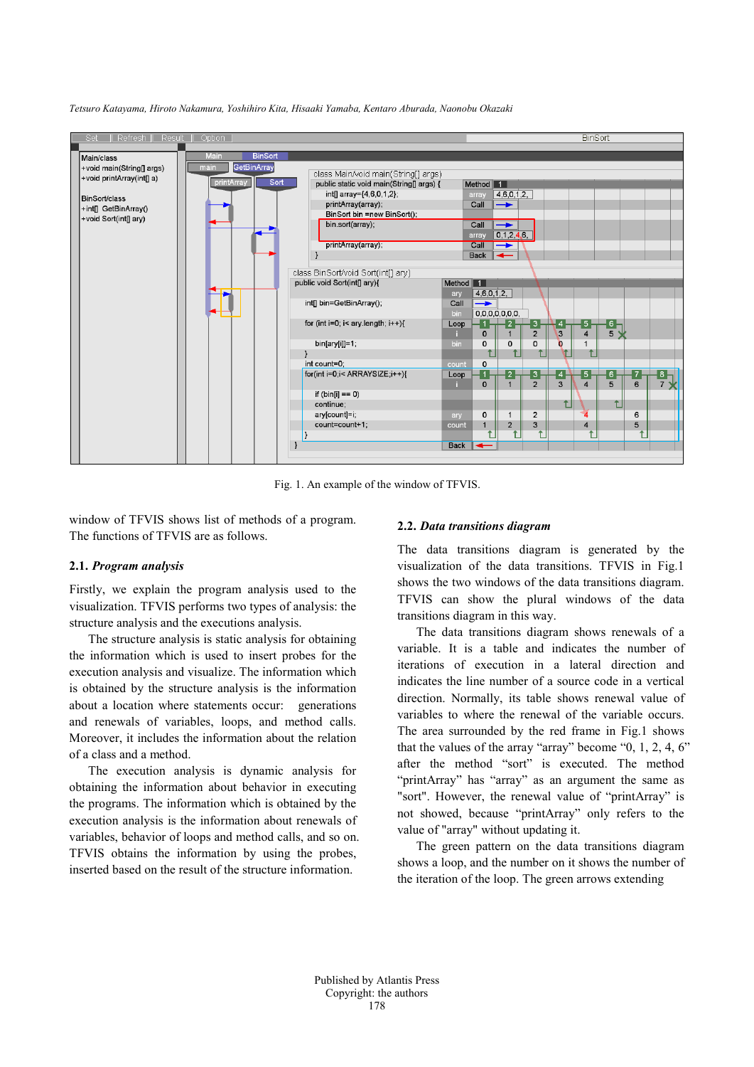Fig. 1. An example of the window of TFVIS.

window of TFVIS shows list of methods of a program. The functions of TFVIS are as follows.

### 2.1. *Program analysis*

Firstly, we explain the program analysis used to the visualization. TFVIS performs two types of analysis: the structure analysis and the executions analysis.

The structure analysis is static analysis for obtaining the information which is used to insert probes for the execution analysis and visualize. The information which is obtained by the structure analysis is the information about a location where statements occur: generations and renewals of variables, loops, and method calls. Moreover, it includes the information about the relation of a class and a method.

The execution analysis is dynamic analysis for obtaining the information about behavior in executing the programs. The information which is obtained by the execution analysis is the information about renewals of variables, behavior of loops and method calls, and so on. TFVIS obtains the information by using the probes, inserted based on the result of the structure information.

### 2.2. *Data transitions diagram*

The data transitions diagram is generated by the visualization of the data transitions. TFVIS in Fig.1 shows the two windows of the data transitions diagram. TFVIS can show the plural windows of the data transitions diagram in this way.

The data transitions diagram shows renewals of a variable. It is a table and indicates the number of iterations of execution in a lateral direction and indicates the line number of a source code in a vertical direction. Normally, its table shows renewal value of variables to where the renewal of the variable occurs. The area surrounded by the red frame in Fig.1 shows that the values of the array “array” become “0, 1, 2, 4, 6” after the method “sort” is executed. The method “printArray” has “array” as an argument the same as "sort". However, the renewal value of “printArray” is not showed, because “printArray” only refers to the value of "array" without updating it.

The green pattern on the data transitions diagram shows a loop, and the number on it shows the number of the iteration of the loop. The green arrows extending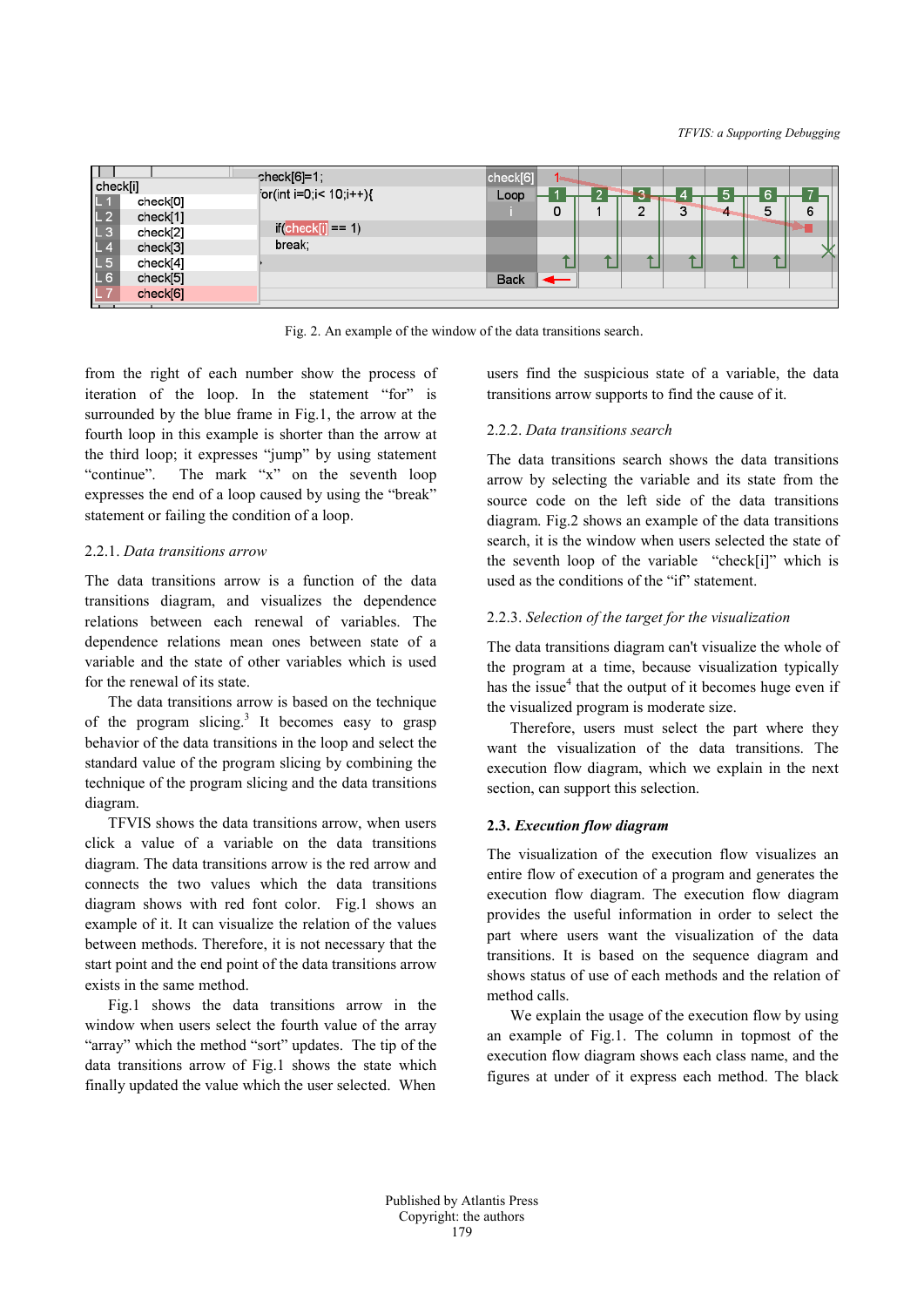Fig. 2. An example of the window of the data transitions search.

from the right of each number show the process of iteration of the loop. In the statement "for" is surrounded by the blue frame in Fig.1, the arrow at the fourth loop in this example is shorter than the arrow at the third loop; it expresses "jump" by using statement "continue". The mark "x" on the seventh loop expresses the end of a loop caused by using the "break" statement or failing the condition of a loop.

### 2.2.1. *Data transitions arrow*

The data transitions arrow is a function of the data transitions diagram, and visualizes the dependence relations between each renewal of variables. The dependence relations mean ones between state of a variable and the state of other variables which is used for the renewal of its state.

The data transitions arrow is based on the technique of the program slicing.[3] It becomes easy to grasp behavior of the data transitions in the loop and select the standard value of the program slicing by combining the technique of the program slicing and the data transitions diagram.

TFVIS shows the data transitions arrow, when users click a value of a variable on the data transitions diagram. The data transitions arrow is the red arrow and connects the two values which the data transitions diagram shows with red font color. Fig.1 shows an example of it. It can visualize the relation of the values between methods. Therefore, it is not necessary that the start point and the end point of the data transitions arrow exists in the same method.

Fig.1 shows the data transitions arrow in the window when users select the fourth value of the array "array" which the method "sort" updates. The tip of the data transitions arrow of Fig.1 shows the state which finally updated the value which the user selected. When users find the suspicious state of a variable, the data transitions arrow supports to find the cause of it.

### 2.2.2. *Data transitions search*

The data transitions search shows the data transitions arrow by selecting the variable and its state from the source code on the left side of the data transitions diagram. Fig.2 shows an example of the data transitions search, it is the window when users selected the state of the seventh loop of the variable "check[i]" which is used as the conditions of the "if" statement.

### 2.2.3. *Selection of the target for the visualization*

The data transitions diagram can't visualize the whole of the program at a time, because visualization typically has the issue[4] that the output of it becomes huge even if the visualized program is moderate size.

Therefore, users must select the part where they want the visualization of the data transitions. The execution flow diagram, which we explain in the next section, can support this selection.

## 2.3. *Execution flow diagram*

The visualization of the execution flow visualizes an entire flow of execution of a program and generates the execution flow diagram. The execution flow diagram provides the useful information in order to select the part where users want the visualization of the data transitions. It is based on the sequence diagram and shows status of use of each methods and the relation of method calls.

We explain the usage of the execution flow by using an example of Fig.1. The column in topmost of the execution flow diagram shows each class name, and the figures at under of it express each method. The black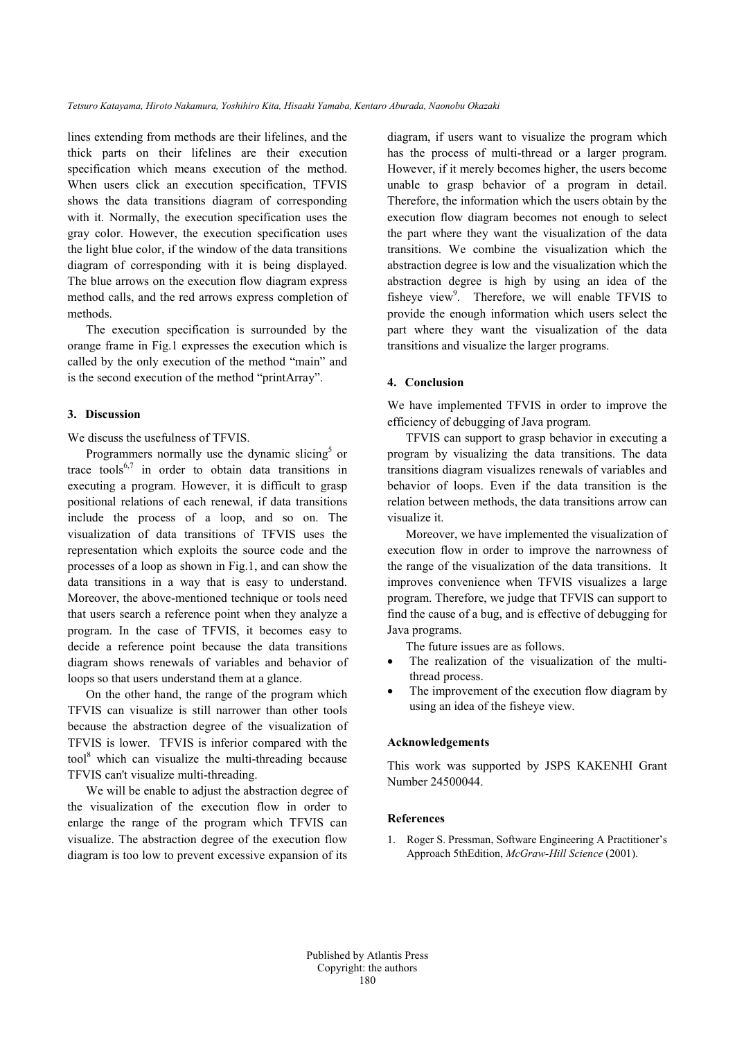lines extending from methods are their lifelines, and the thick parts on their lifelines are their execution specification which means execution of the method. When users click an execution specification, TFVIS shows the data transitions diagram of corresponding with it. Normally, the execution specification uses the gray color. However, the execution specification uses the light blue color, if the window of the data transitions diagram of corresponding with it is being displayed. The blue arrows on the execution flow diagram express method calls, and the red arrows express completion of methods.

The execution specification is surrounded by the orange frame in Fig.1 expresses the execution which is called by the only execution of the method "main" and is the second execution of the method "printArray".

## 3. Discussion

We discuss the usefulness of TFVIS.

Programmers normally use the dynamic slicing[5] or trace tools[6,7] in order to obtain data transitions in executing a program. However, it is difficult to grasp positional relations of each renewal, if data transitions include the process of a loop, and so on. The visualization of data transitions of TFVIS uses the representation which exploits the source code and the processes of a loop as shown in Fig.1, and can show the data transitions in a way that is easy to understand. Moreover, the above-mentioned technique or tools need that users search a reference point when they analyze a program. In the case of TFVIS, it becomes easy to decide a reference point because the data transitions diagram shows renewals of variables and behavior of loops so that users understand them at a glance.

On the other hand, the range of the program which TFVIS can visualize is still narrower than other tools because the abstraction degree of the visualization of TFVIS is lower. TFVIS is inferior compared with the tool[8] which can visualize the multi-threading because TFVIS can't visualize multi-threading.

We will be enable to adjust the abstraction degree of the visualization of the execution flow in order to enlarge the range of the program which TFVIS can visualize. The abstraction degree of the execution flow diagram is too low to prevent excessive expansion of its diagram, if users want to visualize the program which has the process of multi-thread or a larger program. However, if it merely becomes higher, the users become unable to grasp behavior of a program in detail. Therefore, the information which the users obtain by the execution flow diagram becomes not enough to select the part where they want the visualization of the data transitions. We combine the visualization which the abstraction degree is low and the visualization which the abstraction degree is high by using an idea of the fisheye view[9]. Therefore, we will enable TFVIS to provide the enough information which users select the part where they want the visualization of the data transitions and visualize the larger programs.

## 4. Conclusion

We have implemented TFVIS in order to improve the efficiency of debugging of Java program.

TFVIS can support to grasp behavior in executing a program by visualizing the data transitions. The data transitions diagram visualizes renewals of variables and behavior of loops. Even if the data transition is the relation between methods, the data transitions arrow can visualize it.

Moreover, we have implemented the visualization of execution flow in order to improve the narrowness of the range of the visualization of the data transitions. It improves convenience when TFVIS visualizes a large program. Therefore, we judge that TFVIS can support to find the cause of a bug, and is effective of debugging for Java programs.

The future issues are as follows.

- The realization of the visualization of the multi-thread process.
- The improvement of the execution flow diagram by using an idea of the fisheye view.

### Acknowledgements

This work was supported by JSPS KAKENHI Grant Number 24500044.

### References

1. Roger S. Pressman, Software Engineering A Practitioner's Approach 5thEdition, *McGraw-Hill Science* (2001).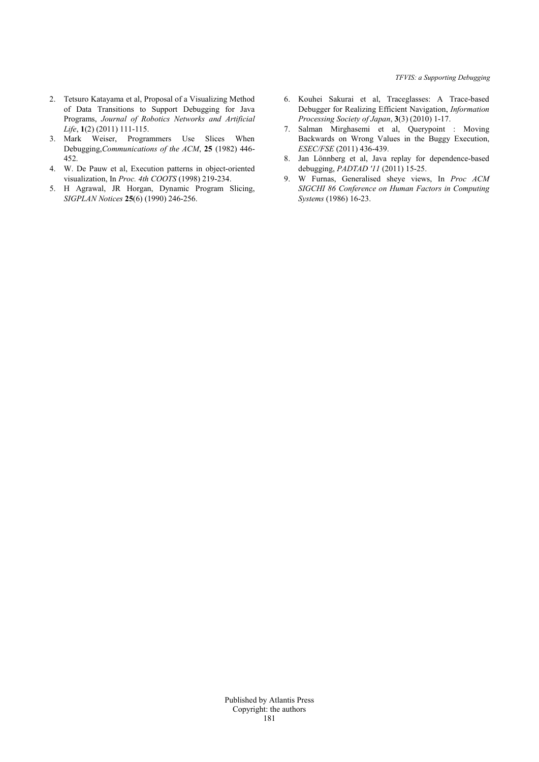2. Tetsuro Katayama et al, Proposal of a Visualizing Method of Data Transitions to Support Debugging for Java Programs, *Journal of Robotics Networks and Artificial Life*, **1**(2) (2011) 111-115.
3. Mark Weiser, Programmers Use Slices When Debugging,*Communications of the ACM*, **25** (1982) 446-452.
4. W. De Pauw et al, Execution patterns in object-oriented visualization, In *Proc. 4th COOTS* (1998) 219-234.
5. H Agrawal, JR Horgan, Dynamic Program Slicing, *SIGPLAN Notices* **25**(6) (1990) 246-256.
6. Kouhei Sakurai et al, Traceglasses: A Trace-based Debugger for Realizing Efficient Navigation, *Information Processing Society of Japan*, **3**(3) (2010) 1-17.
7. Salman Mirghasemi et al, Querypoint : Moving Backwards on Wrong Values in the Buggy Execution, *ESEC/FSE* (2011) 436-439.
8. Jan Lönnberg et al, Java replay for dependence-based debugging, *PADTAD '11* (2011) 15-25.
9. W Furnas, Generalised sheye views, In *Proc ACM SIGCHI 86 Conference on Human Factors in Computing Systems* (1986) 16-23.